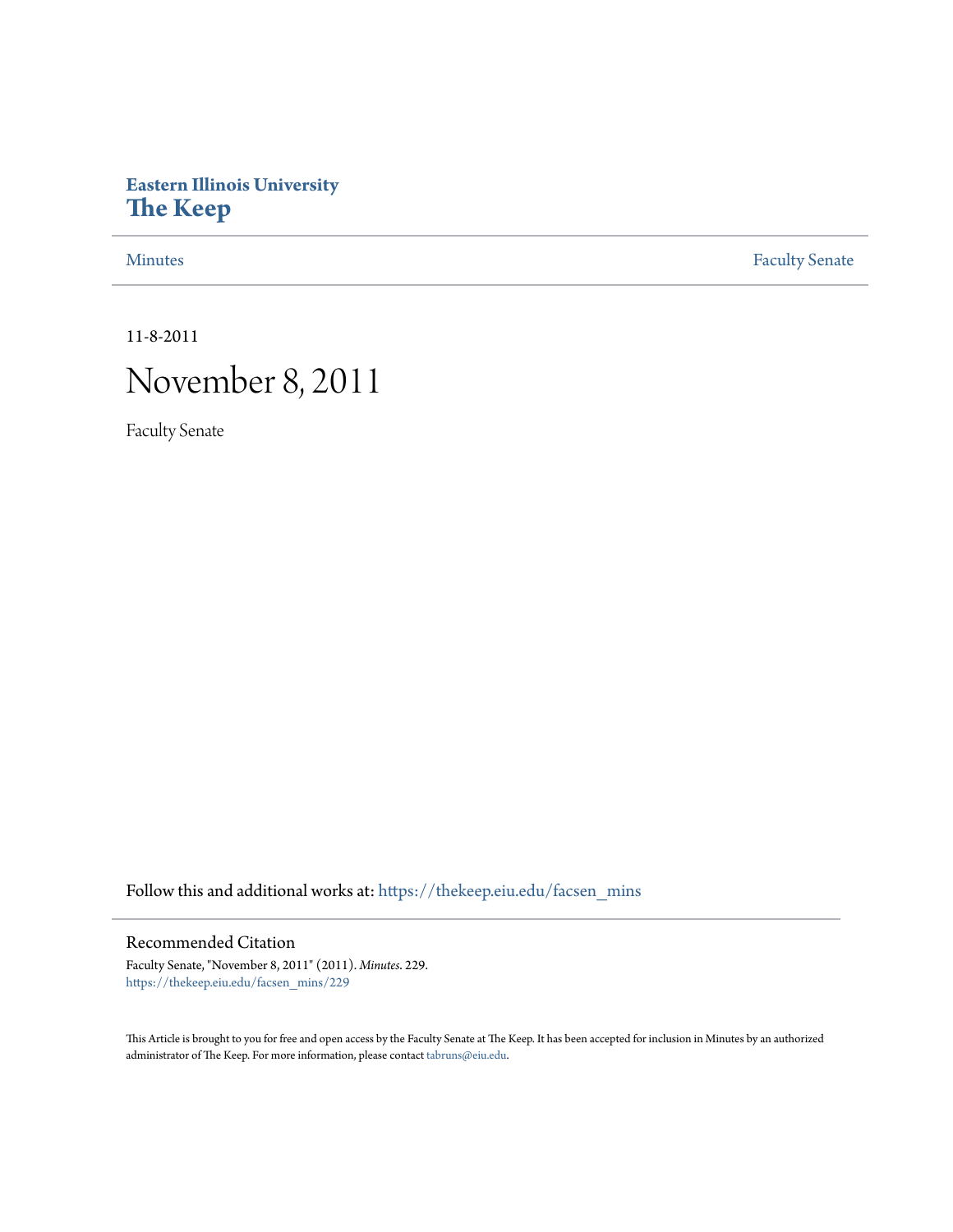# Eastern Illinois University
# The Keep

Minutes | Faculty Senate

11-8-2011

# November 8, 2011

Faculty Senate

Follow this and additional works at: https://thekeep.eiu.edu/facsen_mins

## Recommended Citation

Faculty Senate, "November 8, 2011" (2011). *Minutes*. 229.
https://thekeep.eiu.edu/facsen_mins/229

This Article is brought to you for free and open access by the Faculty Senate at The Keep. It has been accepted for inclusion in Minutes by an authorized administrator of The Keep. For more information, please contact tabruns@eiu.edu.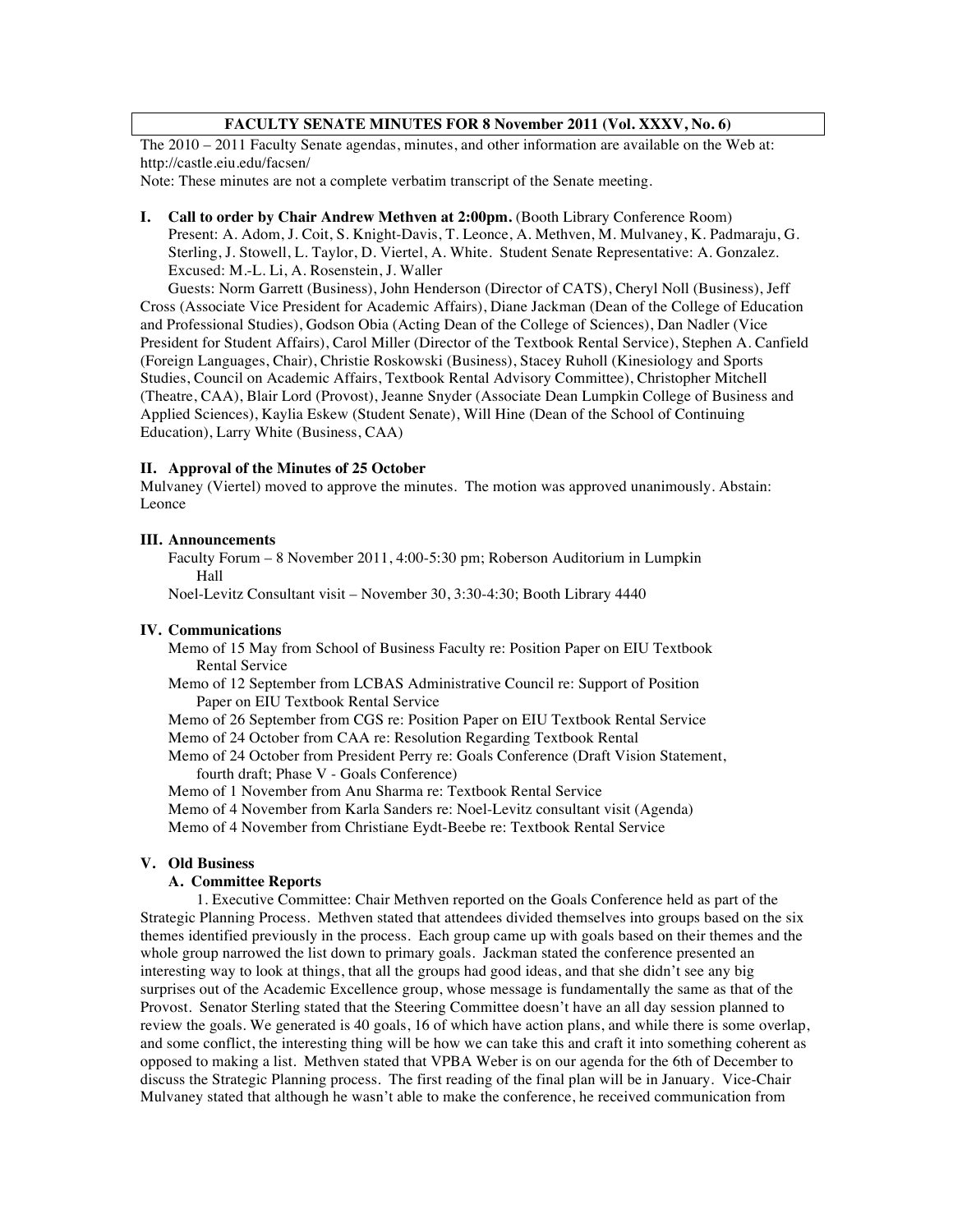**FACULTY SENATE MINUTES FOR 8 November 2011 (Vol. XXXV, No. 6)**

The 2010 – 2011 Faculty Senate agendas, minutes, and other information are available on the Web at: http://castle.eiu.edu/facsen/

Note: These minutes are not a complete verbatim transcript of the Senate meeting.

**I. Call to order by Chair Andrew Methven at 2:00pm.** (Booth Library Conference Room)

Present: A. Adom, J. Coit, S. Knight-Davis, T. Leonce, A. Methven, M. Mulvaney, K. Padmaraju, G. Sterling, J. Stowell, L. Taylor, D. Viertel, A. White. Student Senate Representative: A. Gonzalez. Excused: M.-L. Li, A. Rosenstein, J. Waller

Guests: Norm Garrett (Business), John Henderson (Director of CATS), Cheryl Noll (Business), Jeff Cross (Associate Vice President for Academic Affairs), Diane Jackman (Dean of the College of Education and Professional Studies), Godson Obia (Acting Dean of the College of Sciences), Dan Nadler (Vice President for Student Affairs), Carol Miller (Director of the Textbook Rental Service), Stephen A. Canfield (Foreign Languages, Chair), Christie Roskowski (Business), Stacey Ruholl (Kinesiology and Sports Studies, Council on Academic Affairs, Textbook Rental Advisory Committee), Christopher Mitchell (Theatre, CAA), Blair Lord (Provost), Jeanne Snyder (Associate Dean Lumpkin College of Business and Applied Sciences), Kaylia Eskew (Student Senate), Will Hine (Dean of the School of Continuing Education), Larry White (Business, CAA)

**II. Approval of the Minutes of 25 October**

Mulvaney (Viertel) moved to approve the minutes. The motion was approved unanimously. Abstain: Leonce

**III. Announcements**

Faculty Forum – 8 November 2011, 4:00-5:30 pm; Roberson Auditorium in Lumpkin Hall

Noel-Levitz Consultant visit – November 30, 3:30-4:30; Booth Library 4440

**IV. Communications**

Memo of 15 May from School of Business Faculty re: Position Paper on EIU Textbook Rental Service

Memo of 12 September from LCBAS Administrative Council re: Support of Position Paper on EIU Textbook Rental Service

Memo of 26 September from CGS re: Position Paper on EIU Textbook Rental Service

Memo of 24 October from CAA re: Resolution Regarding Textbook Rental

Memo of 24 October from President Perry re: Goals Conference (Draft Vision Statement, fourth draft; Phase V - Goals Conference)

Memo of 1 November from Anu Sharma re: Textbook Rental Service

Memo of 4 November from Karla Sanders re: Noel-Levitz consultant visit (Agenda)

Memo of 4 November from Christiane Eydt-Beebe re: Textbook Rental Service

**V. Old Business**

**A. Committee Reports**

1. Executive Committee: Chair Methven reported on the Goals Conference held as part of the Strategic Planning Process. Methven stated that attendees divided themselves into groups based on the six themes identified previously in the process. Each group came up with goals based on their themes and the whole group narrowed the list down to primary goals. Jackman stated the conference presented an interesting way to look at things, that all the groups had good ideas, and that she didn't see any big surprises out of the Academic Excellence group, whose message is fundamentally the same as that of the Provost. Senator Sterling stated that the Steering Committee doesn't have an all day session planned to review the goals. We generated is 40 goals, 16 of which have action plans, and while there is some overlap, and some conflict, the interesting thing will be how we can take this and craft it into something coherent as opposed to making a list. Methven stated that VPBA Weber is on our agenda for the 6th of December to discuss the Strategic Planning process. The first reading of the final plan will be in January. Vice-Chair Mulvaney stated that although he wasn't able to make the conference, he received communication from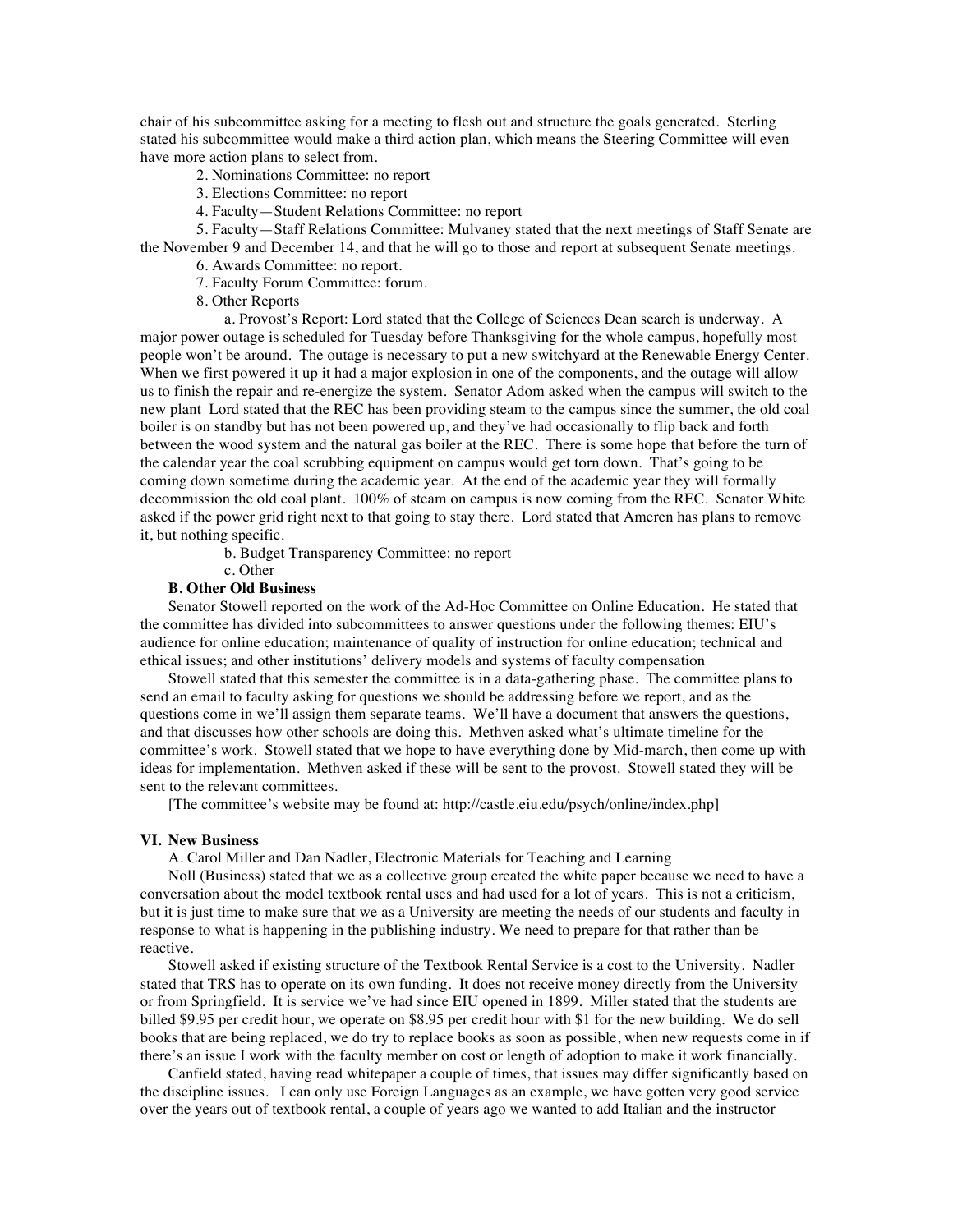chair of his subcommittee asking for a meeting to flesh out and structure the goals generated. Sterling stated his subcommittee would make a third action plan, which means the Steering Committee will even have more action plans to select from.

2. Nominations Committee: no report

3. Elections Committee: no report

4. Faculty—Student Relations Committee: no report

5. Faculty—Staff Relations Committee: Mulvaney stated that the next meetings of Staff Senate are the November 9 and December 14, and that he will go to those and report at subsequent Senate meetings.

6. Awards Committee: no report.

7. Faculty Forum Committee: forum.

8. Other Reports

a. Provost's Report: Lord stated that the College of Sciences Dean search is underway. A major power outage is scheduled for Tuesday before Thanksgiving for the whole campus, hopefully most people won't be around. The outage is necessary to put a new switchyard at the Renewable Energy Center. When we first powered it up it had a major explosion in one of the components, and the outage will allow us to finish the repair and re-energize the system. Senator Adom asked when the campus will switch to the new plant Lord stated that the REC has been providing steam to the campus since the summer, the old coal boiler is on standby but has not been powered up, and they've had occasionally to flip back and forth between the wood system and the natural gas boiler at the REC. There is some hope that before the turn of the calendar year the coal scrubbing equipment on campus would get torn down. That's going to be coming down sometime during the academic year. At the end of the academic year they will formally decommission the old coal plant. 100% of steam on campus is now coming from the REC. Senator White asked if the power grid right next to that going to stay there. Lord stated that Ameren has plans to remove it, but nothing specific.

b. Budget Transparency Committee: no report

c. Other

**B. Other Old Business**

Senator Stowell reported on the work of the Ad-Hoc Committee on Online Education. He stated that the committee has divided into subcommittees to answer questions under the following themes: EIU's audience for online education; maintenance of quality of instruction for online education; technical and ethical issues; and other institutions' delivery models and systems of faculty compensation

Stowell stated that this semester the committee is in a data-gathering phase. The committee plans to send an email to faculty asking for questions we should be addressing before we report, and as the questions come in we'll assign them separate teams. We'll have a document that answers the questions, and that discusses how other schools are doing this. Methven asked what's ultimate timeline for the committee's work. Stowell stated that we hope to have everything done by Mid-march, then come up with ideas for implementation. Methven asked if these will be sent to the provost. Stowell stated they will be sent to the relevant committees.

[The committee's website may be found at: http://castle.eiu.edu/psych/online/index.php]

## VI. New Business

A. Carol Miller and Dan Nadler, Electronic Materials for Teaching and Learning

Noll (Business) stated that we as a collective group created the white paper because we need to have a conversation about the model textbook rental uses and had used for a lot of years. This is not a criticism, but it is just time to make sure that we as a University are meeting the needs of our students and faculty in response to what is happening in the publishing industry. We need to prepare for that rather than be reactive.

Stowell asked if existing structure of the Textbook Rental Service is a cost to the University. Nadler stated that TRS has to operate on its own funding. It does not receive money directly from the University or from Springfield. It is service we've had since EIU opened in 1899. Miller stated that the students are billed $9.95 per credit hour, we operate on $8.95 per credit hour with $1 for the new building. We do sell books that are being replaced, we do try to replace books as soon as possible, when new requests come in if there's an issue I work with the faculty member on cost or length of adoption to make it work financially.

Canfield stated, having read whitepaper a couple of times, that issues may differ significantly based on the discipline issues. I can only use Foreign Languages as an example, we have gotten very good service over the years out of textbook rental, a couple of years ago we wanted to add Italian and the instructor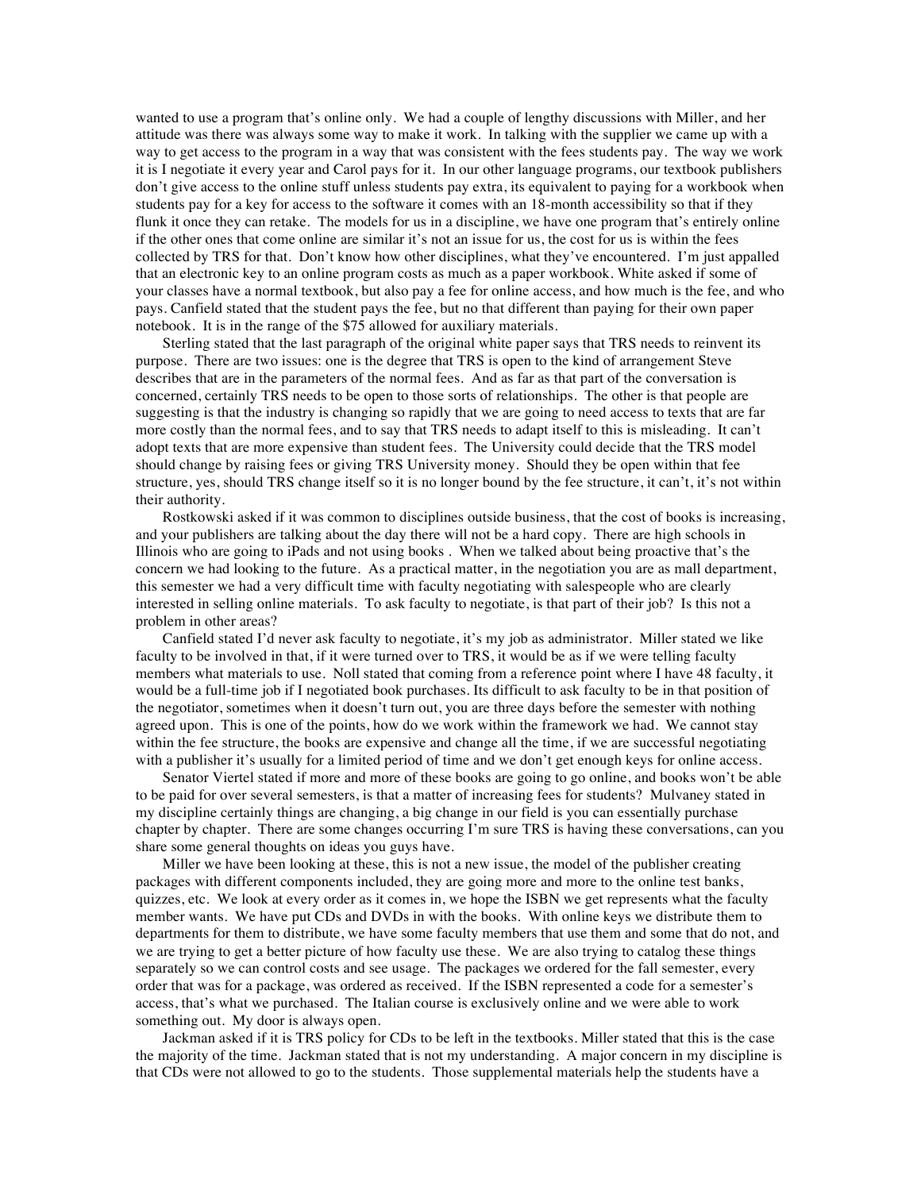wanted to use a program that's online only. We had a couple of lengthy discussions with Miller, and her attitude was there was always some way to make it work. In talking with the supplier we came up with a way to get access to the program in a way that was consistent with the fees students pay. The way we work it is I negotiate it every year and Carol pays for it. In our other language programs, our textbook publishers don't give access to the online stuff unless students pay extra, its equivalent to paying for a workbook when students pay for a key for access to the software it comes with an 18-month accessibility so that if they flunk it once they can retake. The models for us in a discipline, we have one program that's entirely online if the other ones that come online are similar it's not an issue for us, the cost for us is within the fees collected by TRS for that. Don't know how other disciplines, what they've encountered. I'm just appalled that an electronic key to an online program costs as much as a paper workbook. White asked if some of your classes have a normal textbook, but also pay a fee for online access, and how much is the fee, and who pays. Canfield stated that the student pays the fee, but no that different than paying for their own paper notebook. It is in the range of the $75 allowed for auxiliary materials.

Sterling stated that the last paragraph of the original white paper says that TRS needs to reinvent its purpose. There are two issues: one is the degree that TRS is open to the kind of arrangement Steve describes that are in the parameters of the normal fees. And as far as that part of the conversation is concerned, certainly TRS needs to be open to those sorts of relationships. The other is that people are suggesting is that the industry is changing so rapidly that we are going to need access to texts that are far more costly than the normal fees, and to say that TRS needs to adapt itself to this is misleading. It can't adopt texts that are more expensive than student fees. The University could decide that the TRS model should change by raising fees or giving TRS University money. Should they be open within that fee structure, yes, should TRS change itself so it is no longer bound by the fee structure, it can't, it's not within their authority.

Rostkowski asked if it was common to disciplines outside business, that the cost of books is increasing, and your publishers are talking about the day there will not be a hard copy. There are high schools in Illinois who are going to iPads and not using books . When we talked about being proactive that's the concern we had looking to the future. As a practical matter, in the negotiation you are as mall department, this semester we had a very difficult time with faculty negotiating with salespeople who are clearly interested in selling online materials. To ask faculty to negotiate, is that part of their job? Is this not a problem in other areas?

Canfield stated I'd never ask faculty to negotiate, it's my job as administrator. Miller stated we like faculty to be involved in that, if it were turned over to TRS, it would be as if we were telling faculty members what materials to use. Noll stated that coming from a reference point where I have 48 faculty, it would be a full-time job if I negotiated book purchases. Its difficult to ask faculty to be in that position of the negotiator, sometimes when it doesn't turn out, you are three days before the semester with nothing agreed upon. This is one of the points, how do we work within the framework we had. We cannot stay within the fee structure, the books are expensive and change all the time, if we are successful negotiating with a publisher it's usually for a limited period of time and we don't get enough keys for online access.

Senator Viertel stated if more and more of these books are going to go online, and books won't be able to be paid for over several semesters, is that a matter of increasing fees for students? Mulvaney stated in my discipline certainly things are changing, a big change in our field is you can essentially purchase chapter by chapter. There are some changes occurring I'm sure TRS is having these conversations, can you share some general thoughts on ideas you guys have.

Miller we have been looking at these, this is not a new issue, the model of the publisher creating packages with different components included, they are going more and more to the online test banks, quizzes, etc. We look at every order as it comes in, we hope the ISBN we get represents what the faculty member wants. We have put CDs and DVDs in with the books. With online keys we distribute them to departments for them to distribute, we have some faculty members that use them and some that do not, and we are trying to get a better picture of how faculty use these. We are also trying to catalog these things separately so we can control costs and see usage. The packages we ordered for the fall semester, every order that was for a package, was ordered as received. If the ISBN represented a code for a semester's access, that's what we purchased. The Italian course is exclusively online and we were able to work something out. My door is always open.

Jackman asked if it is TRS policy for CDs to be left in the textbooks. Miller stated that this is the case the majority of the time. Jackman stated that is not my understanding. A major concern in my discipline is that CDs were not allowed to go to the students. Those supplemental materials help the students have a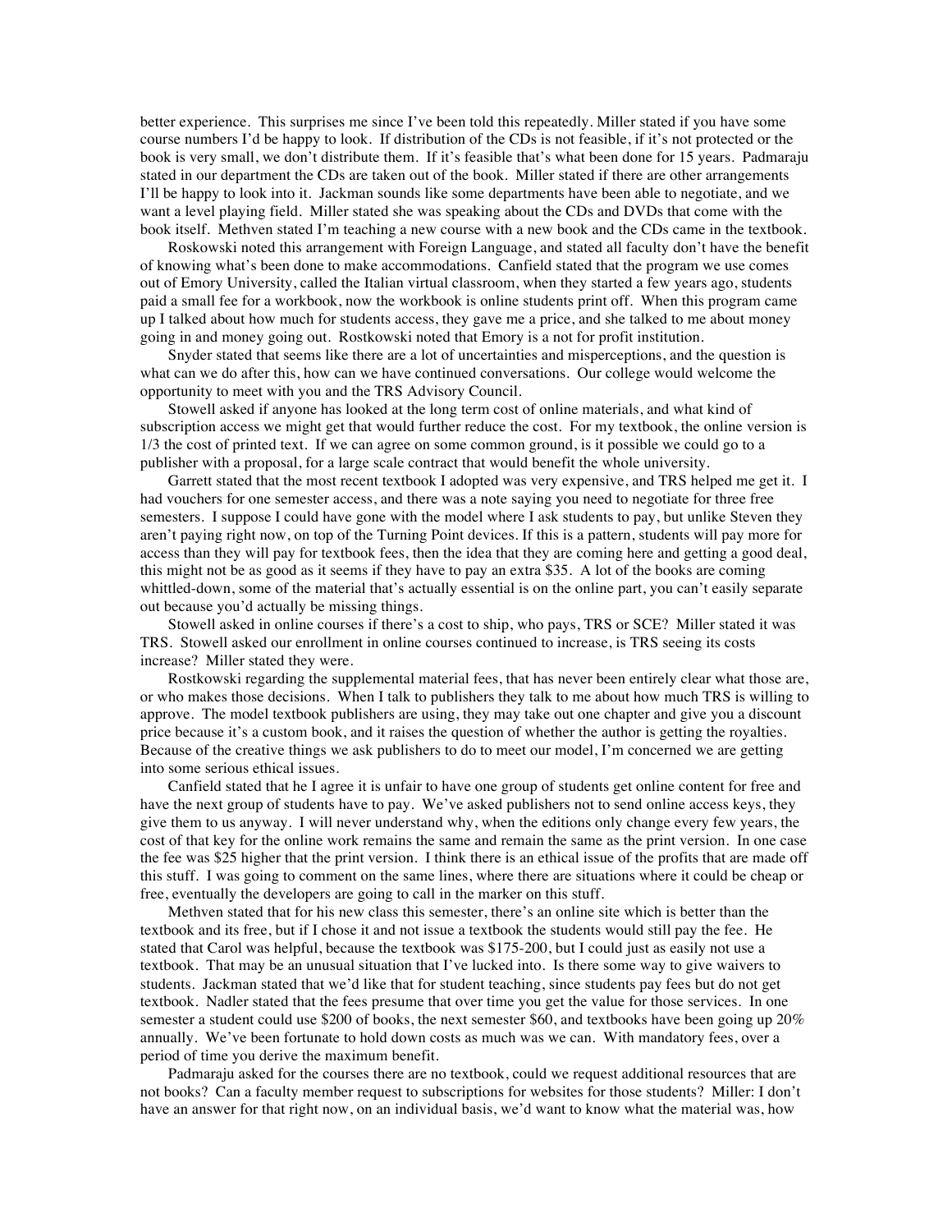better experience. This surprises me since I've been told this repeatedly. Miller stated if you have some course numbers I'd be happy to look. If distribution of the CDs is not feasible, if it's not protected or the book is very small, we don't distribute them. If it's feasible that's what been done for 15 years. Padmaraju stated in our department the CDs are taken out of the book. Miller stated if there are other arrangements I'll be happy to look into it. Jackman sounds like some departments have been able to negotiate, and we want a level playing field. Miller stated she was speaking about the CDs and DVDs that come with the book itself. Methven stated I'm teaching a new course with a new book and the CDs came in the textbook.

Roskowski noted this arrangement with Foreign Language, and stated all faculty don't have the benefit of knowing what's been done to make accommodations. Canfield stated that the program we use comes out of Emory University, called the Italian virtual classroom, when they started a few years ago, students paid a small fee for a workbook, now the workbook is online students print off. When this program came up I talked about how much for students access, they gave me a price, and she talked to me about money going in and money going out. Rostkowski noted that Emory is a not for profit institution.

Snyder stated that seems like there are a lot of uncertainties and misperceptions, and the question is what can we do after this, how can we have continued conversations. Our college would welcome the opportunity to meet with you and the TRS Advisory Council.

Stowell asked if anyone has looked at the long term cost of online materials, and what kind of subscription access we might get that would further reduce the cost. For my textbook, the online version is 1/3 the cost of printed text. If we can agree on some common ground, is it possible we could go to a publisher with a proposal, for a large scale contract that would benefit the whole university.

Garrett stated that the most recent textbook I adopted was very expensive, and TRS helped me get it. I had vouchers for one semester access, and there was a note saying you need to negotiate for three free semesters. I suppose I could have gone with the model where I ask students to pay, but unlike Steven they aren't paying right now, on top of the Turning Point devices. If this is a pattern, students will pay more for access than they will pay for textbook fees, then the idea that they are coming here and getting a good deal, this might not be as good as it seems if they have to pay an extra $35. A lot of the books are coming whittled-down, some of the material that's actually essential is on the online part, you can't easily separate out because you'd actually be missing things.

Stowell asked in online courses if there's a cost to ship, who pays, TRS or SCE? Miller stated it was TRS. Stowell asked our enrollment in online courses continued to increase, is TRS seeing its costs increase? Miller stated they were.

Rostkowski regarding the supplemental material fees, that has never been entirely clear what those are, or who makes those decisions. When I talk to publishers they talk to me about how much TRS is willing to approve. The model textbook publishers are using, they may take out one chapter and give you a discount price because it's a custom book, and it raises the question of whether the author is getting the royalties. Because of the creative things we ask publishers to do to meet our model, I'm concerned we are getting into some serious ethical issues.

Canfield stated that he I agree it is unfair to have one group of students get online content for free and have the next group of students have to pay. We've asked publishers not to send online access keys, they give them to us anyway. I will never understand why, when the editions only change every few years, the cost of that key for the online work remains the same and remain the same as the print version. In one case the fee was $25 higher that the print version. I think there is an ethical issue of the profits that are made off this stuff. I was going to comment on the same lines, where there are situations where it could be cheap or free, eventually the developers are going to call in the marker on this stuff.

Methven stated that for his new class this semester, there's an online site which is better than the textbook and its free, but if I chose it and not issue a textbook the students would still pay the fee. He stated that Carol was helpful, because the textbook was $175-200, but I could just as easily not use a textbook. That may be an unusual situation that I've lucked into. Is there some way to give waivers to students. Jackman stated that we'd like that for student teaching, since students pay fees but do not get textbook. Nadler stated that the fees presume that over time you get the value for those services. In one semester a student could use $200 of books, the next semester $60, and textbooks have been going up 20% annually. We've been fortunate to hold down costs as much was we can. With mandatory fees, over a period of time you derive the maximum benefit.

Padmaraju asked for the courses there are no textbook, could we request additional resources that are not books? Can a faculty member request to subscriptions for websites for those students? Miller: I don't have an answer for that right now, on an individual basis, we'd want to know what the material was, how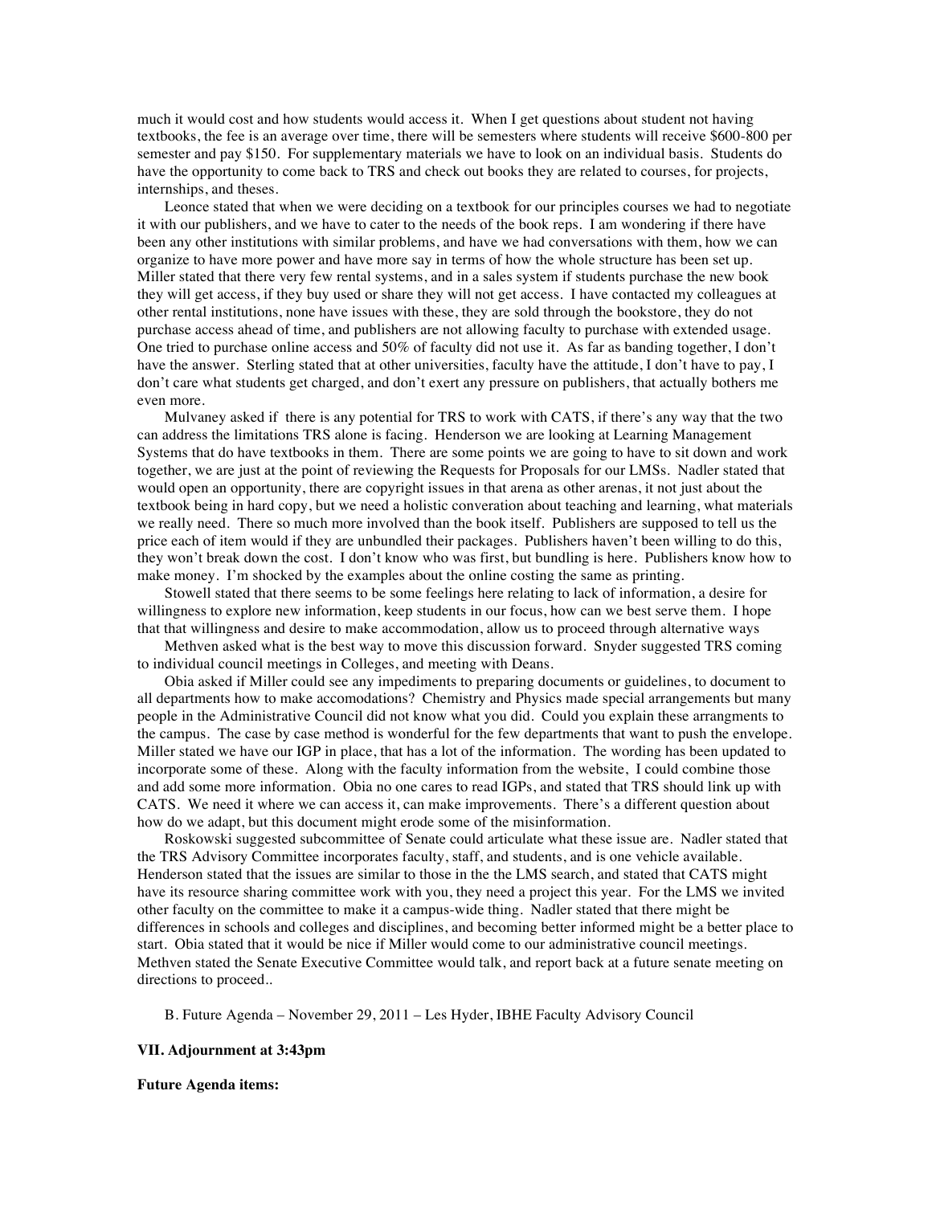much it would cost and how students would access it. When I get questions about student not having textbooks, the fee is an average over time, there will be semesters where students will receive $600-800 per semester and pay $150. For supplementary materials we have to look on an individual basis. Students do have the opportunity to come back to TRS and check out books they are related to courses, for projects, internships, and theses.

Leonce stated that when we were deciding on a textbook for our principles courses we had to negotiate it with our publishers, and we have to cater to the needs of the book reps. I am wondering if there have been any other institutions with similar problems, and have we had conversations with them, how we can organize to have more power and have more say in terms of how the whole structure has been set up. Miller stated that there very few rental systems, and in a sales system if students purchase the new book they will get access, if they buy used or share they will not get access. I have contacted my colleagues at other rental institutions, none have issues with these, they are sold through the bookstore, they do not purchase access ahead of time, and publishers are not allowing faculty to purchase with extended usage. One tried to purchase online access and 50% of faculty did not use it. As far as banding together, I don't have the answer. Sterling stated that at other universities, faculty have the attitude, I don't have to pay, I don't care what students get charged, and don't exert any pressure on publishers, that actually bothers me even more.

Mulvaney asked if there is any potential for TRS to work with CATS, if there's any way that the two can address the limitations TRS alone is facing. Henderson we are looking at Learning Management Systems that do have textbooks in them. There are some points we are going to have to sit down and work together, we are just at the point of reviewing the Requests for Proposals for our LMSs. Nadler stated that would open an opportunity, there are copyright issues in that arena as other arenas, it not just about the textbook being in hard copy, but we need a holistic converation about teaching and learning, what materials we really need. There so much more involved than the book itself. Publishers are supposed to tell us the price each of item would if they are unbundled their packages. Publishers haven't been willing to do this, they won't break down the cost. I don't know who was first, but bundling is here. Publishers know how to make money. I'm shocked by the examples about the online costing the same as printing.

Stowell stated that there seems to be some feelings here relating to lack of information, a desire for willingness to explore new information, keep students in our focus, how can we best serve them. I hope that that willingness and desire to make accommodation, allow us to proceed through alternative ways

Methven asked what is the best way to move this discussion forward. Snyder suggested TRS coming to individual council meetings in Colleges, and meeting with Deans.

Obia asked if Miller could see any impediments to preparing documents or guidelines, to document to all departments how to make accomodations? Chemistry and Physics made special arrangements but many people in the Administrative Council did not know what you did. Could you explain these arrangments to the campus. The case by case method is wonderful for the few departments that want to push the envelope. Miller stated we have our IGP in place, that has a lot of the information. The wording has been updated to incorporate some of these. Along with the faculty information from the website, I could combine those and add some more information. Obia no one cares to read IGPs, and stated that TRS should link up with CATS. We need it where we can access it, can make improvements. There's a different question about how do we adapt, but this document might erode some of the misinformation.

Roskowski suggested subcommittee of Senate could articulate what these issue are. Nadler stated that the TRS Advisory Committee incorporates faculty, staff, and students, and is one vehicle available. Henderson stated that the issues are similar to those in the the LMS search, and stated that CATS might have its resource sharing committee work with you, they need a project this year. For the LMS we invited other faculty on the committee to make it a campus-wide thing. Nadler stated that there might be differences in schools and colleges and disciplines, and becoming better informed might be a better place to start. Obia stated that it would be nice if Miller would come to our administrative council meetings. Methven stated the Senate Executive Committee would talk, and report back at a future senate meeting on directions to proceed..

B. Future Agenda – November 29, 2011 – Les Hyder, IBHE Faculty Advisory Council

**VII. Adjournment at 3:43pm**

**Future Agenda items:**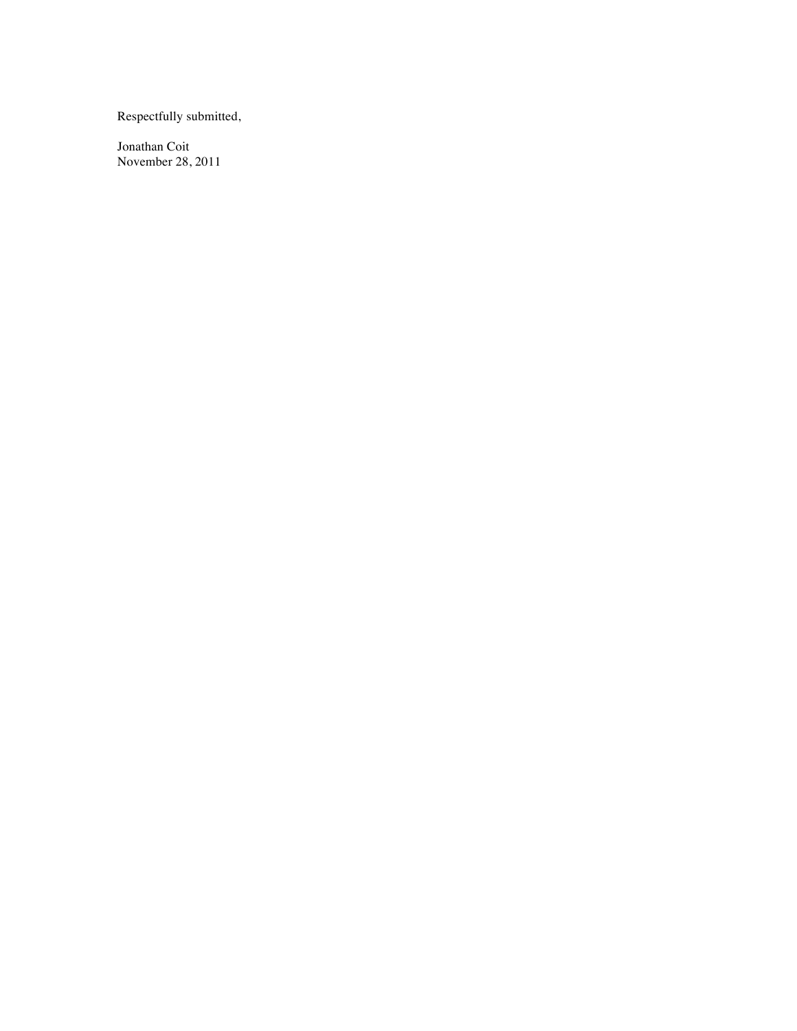Respectfully submitted,

Jonathan Coit
November 28, 2011